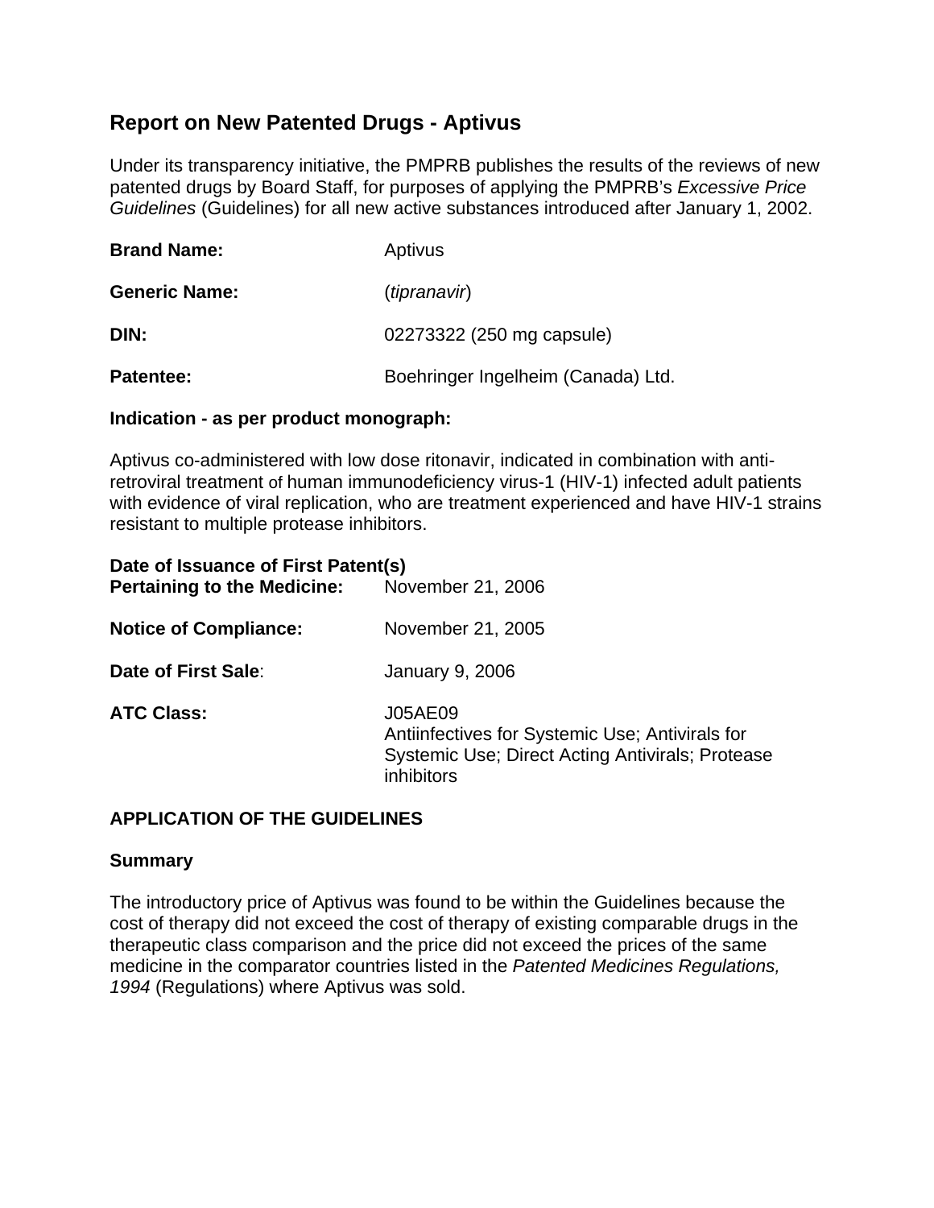# Report on New Patented Drugs - Aptivus

Under its transparency initiative, the PMPRB publishes the results of the reviews of new patented drugs by Board Staff, for purposes of applying the PMPRB's *Excessive Price Guidelines* (Guidelines) for all new active substances introduced after January 1, 2002.

**Brand Name:** Aptivus

**Generic Name:** (*tipranavir*)

**DIN:** 02273322 (250 mg capsule)

**Patentee:** Boehringer Ingelheim (Canada) Ltd.

**Indication - as per product monograph:**

Aptivus co-administered with low dose ritonavir, indicated in combination with anti-retroviral treatment of human immunodeficiency virus-1 (HIV-1) infected adult patients with evidence of viral replication, who are treatment experienced and have HIV-1 strains resistant to multiple protease inhibitors.

**Date of Issuance of First Patent(s) Pertaining to the Medicine:** November 21, 2006

**Notice of Compliance:** November 21, 2005

**Date of First Sale:** January 9, 2006

**ATC Class:** J05AE09
Antiinfectives for Systemic Use; Antivirals for Systemic Use; Direct Acting Antivirals; Protease inhibitors

## APPLICATION OF THE GUIDELINES

### Summary

The introductory price of Aptivus was found to be within the Guidelines because the cost of therapy did not exceed the cost of therapy of existing comparable drugs in the therapeutic class comparison and the price did not exceed the prices of the same medicine in the comparator countries listed in the *Patented Medicines Regulations, 1994* (Regulations) where Aptivus was sold.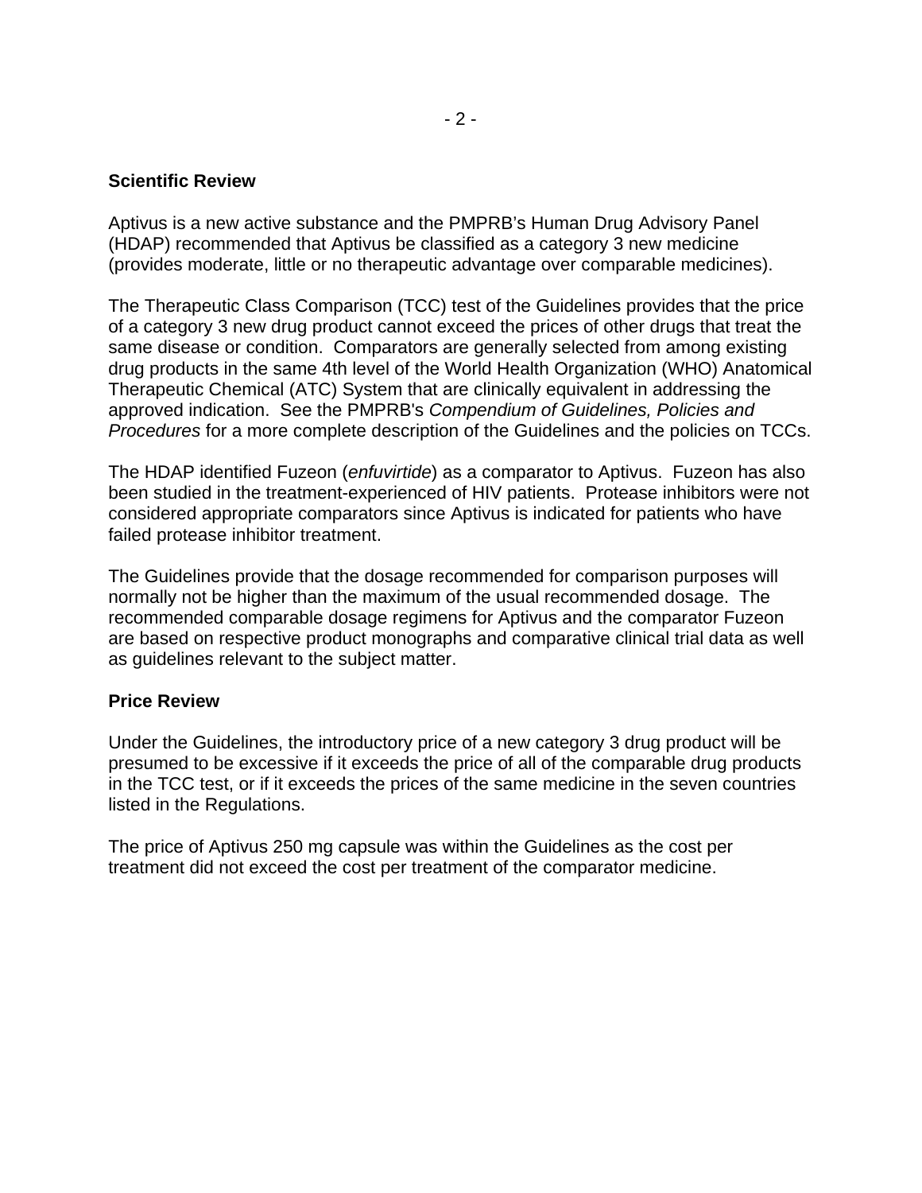## Scientific Review

Aptivus is a new active substance and the PMPRB's Human Drug Advisory Panel (HDAP) recommended that Aptivus be classified as a category 3 new medicine (provides moderate, little or no therapeutic advantage over comparable medicines).

The Therapeutic Class Comparison (TCC) test of the Guidelines provides that the price of a category 3 new drug product cannot exceed the prices of other drugs that treat the same disease or condition. Comparators are generally selected from among existing drug products in the same 4th level of the World Health Organization (WHO) Anatomical Therapeutic Chemical (ATC) System that are clinically equivalent in addressing the approved indication. See the PMPRB's *Compendium of Guidelines, Policies and Procedures* for a more complete description of the Guidelines and the policies on TCCs.

The HDAP identified Fuzeon (*enfuvirtide*) as a comparator to Aptivus. Fuzeon has also been studied in the treatment-experienced of HIV patients. Protease inhibitors were not considered appropriate comparators since Aptivus is indicated for patients who have failed protease inhibitor treatment.

The Guidelines provide that the dosage recommended for comparison purposes will normally not be higher than the maximum of the usual recommended dosage. The recommended comparable dosage regimens for Aptivus and the comparator Fuzeon are based on respective product monographs and comparative clinical trial data as well as guidelines relevant to the subject matter.

## Price Review

Under the Guidelines, the introductory price of a new category 3 drug product will be presumed to be excessive if it exceeds the price of all of the comparable drug products in the TCC test, or if it exceeds the prices of the same medicine in the seven countries listed in the Regulations.

The price of Aptivus 250 mg capsule was within the Guidelines as the cost per treatment did not exceed the cost per treatment of the comparator medicine.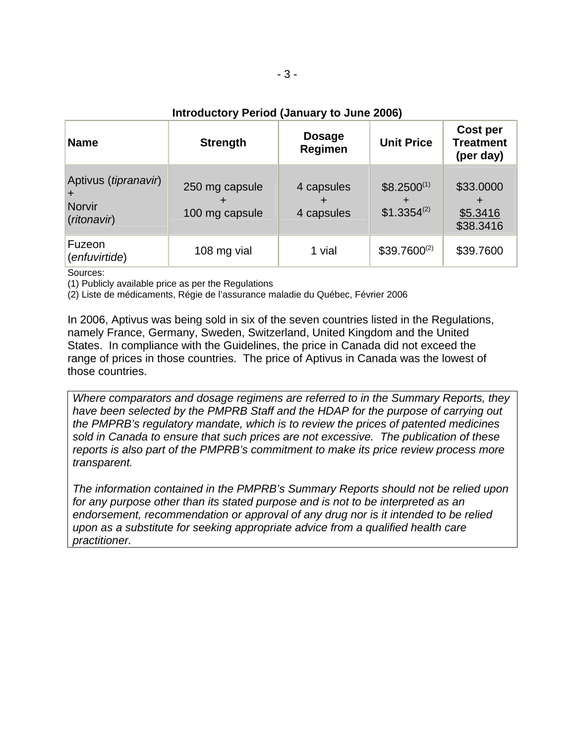**Introductory Period (January to June 2006)**

| Name | Strength | Dosage Regimen | Unit Price | Cost per Treatment (per day) |
|---|---|---|---|---|
| Aptivus (*tipranavir*) + Norvir (*ritonavir*) | 250 mg capsule + 100 mg capsule | 4 capsules + 4 capsules | $8.2500[(1)] + $1.3354[(2)] | $33.0000 + $5.3416 $38.3416 |
| Fuzeon (*enfuvirtide*) | 108 mg vial | 1 vial | $39.7600[(2)] | $39.7600 |

Sources:
(1) Publicly available price as per the Regulations
(2) Liste de médicaments, Régie de l'assurance maladie du Québec, Février 2006

In 2006, Aptivus was being sold in six of the seven countries listed in the Regulations, namely France, Germany, Sweden, Switzerland, United Kingdom and the United States. In compliance with the Guidelines, the price in Canada did not exceed the range of prices in those countries. The price of Aptivus in Canada was the lowest of those countries.

*Where comparators and dosage regimens are referred to in the Summary Reports, they have been selected by the PMPRB Staff and the HDAP for the purpose of carrying out the PMPRB's regulatory mandate, which is to review the prices of patented medicines sold in Canada to ensure that such prices are not excessive. The publication of these reports is also part of the PMPRB's commitment to make its price review process more transparent.*

*The information contained in the PMPRB's Summary Reports should not be relied upon for any purpose other than its stated purpose and is not to be interpreted as an endorsement, recommendation or approval of any drug nor is it intended to be relied upon as a substitute for seeking appropriate advice from a qualified health care practitioner.*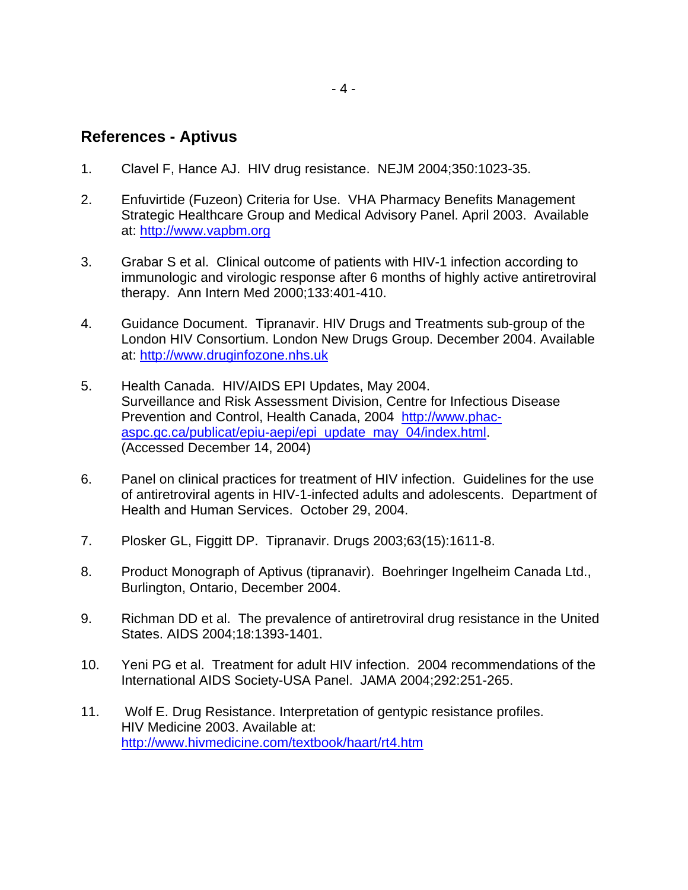## References - Aptivus

1. Clavel F, Hance AJ. HIV drug resistance. NEJM 2004;350:1023-35.

2. Enfuvirtide (Fuzeon) Criteria for Use. VHA Pharmacy Benefits Management Strategic Healthcare Group and Medical Advisory Panel. April 2003. Available at: http://www.vapbm.org

3. Grabar S et al. Clinical outcome of patients with HIV-1 infection according to immunologic and virologic response after 6 months of highly active antiretroviral therapy. Ann Intern Med 2000;133:401-410.

4. Guidance Document. Tipranavir. HIV Drugs and Treatments sub-group of the London HIV Consortium. London New Drugs Group. December 2004. Available at: http://www.druginfozone.nhs.uk

5. Health Canada. HIV/AIDS EPI Updates, May 2004. Surveillance and Risk Assessment Division, Centre for Infectious Disease Prevention and Control, Health Canada, 2004 http://www.phac-aspc.gc.ca/publicat/epiu-aepi/epi_update_may_04/index.html. (Accessed December 14, 2004)

6. Panel on clinical practices for treatment of HIV infection. Guidelines for the use of antiretroviral agents in HIV-1-infected adults and adolescents. Department of Health and Human Services. October 29, 2004.

7. Plosker GL, Figgitt DP. Tipranavir. Drugs 2003;63(15):1611-8.

8. Product Monograph of Aptivus (tipranavir). Boehringer Ingelheim Canada Ltd., Burlington, Ontario, December 2004.

9. Richman DD et al. The prevalence of antiretroviral drug resistance in the United States. AIDS 2004;18:1393-1401.

10. Yeni PG et al. Treatment for adult HIV infection. 2004 recommendations of the International AIDS Society-USA Panel. JAMA 2004;292:251-265.

11. Wolf E. Drug Resistance. Interpretation of gentypic resistance profiles. HIV Medicine 2003. Available at: http://www.hivmedicine.com/textbook/haart/rt4.htm